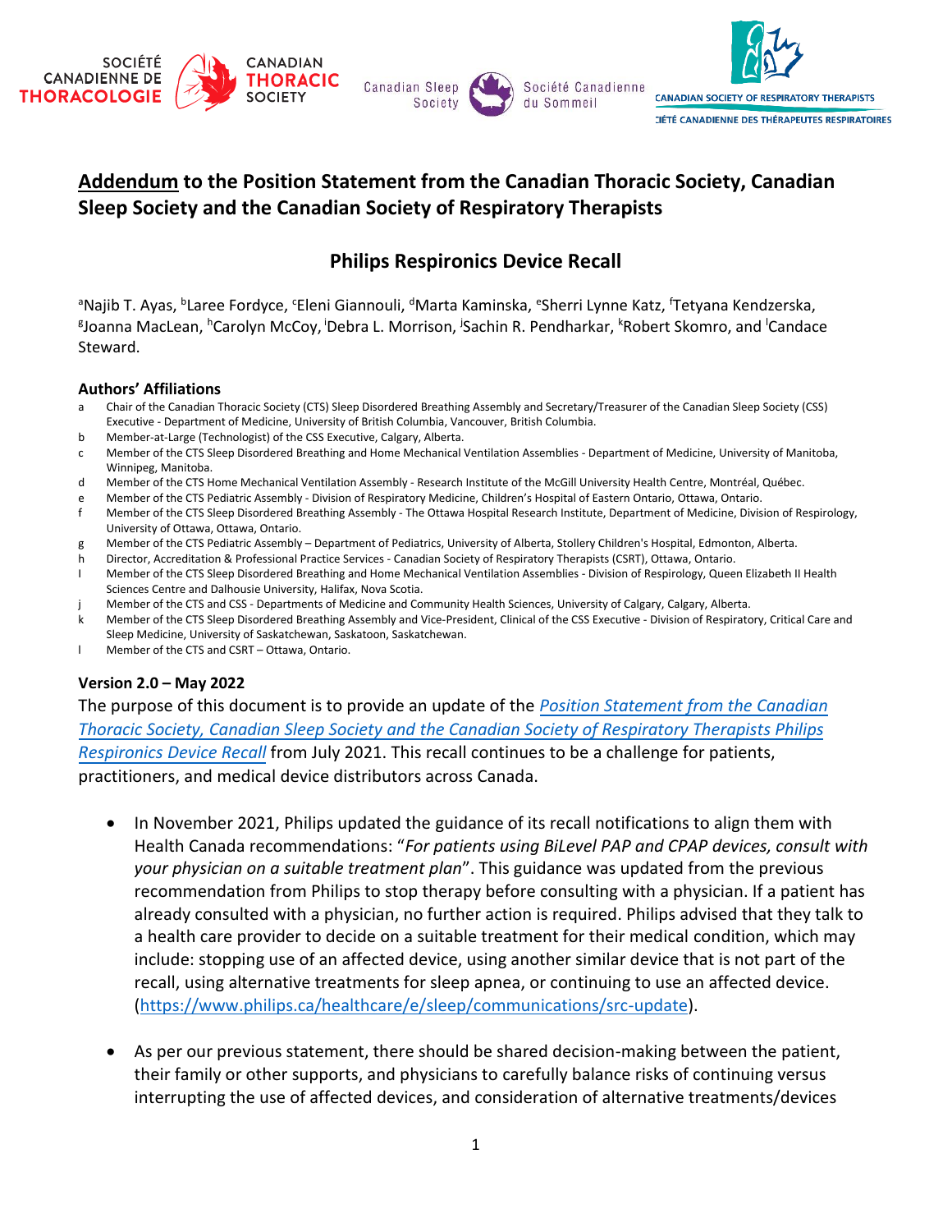SOCIÉTÉ CANADIENNE DE THORACOLOGIE | CANADIAN THORACIC SOCIETY | Canadian Sleep Society | Société Canadienne du Sommeil | CANADIAN SOCIETY OF RESPIRATORY THERAPISTS | SOCIÉTÉ CANADIENNE DES THÉRAPEUTES RESPIRATOIRES

# **Addendum** to the Position Statement from the Canadian Thoracic Society, Canadian Sleep Society and the Canadian Society of Respiratory Therapists

## Philips Respironics Device Recall

[a]Najib T. Ayas, [b]Laree Fordyce, [c]Eleni Giannouli, [d]Marta Kaminska, [e]Sherri Lynne Katz, [f]Tetyana Kendzerska, [g]Joanna MacLean, [h]Carolyn McCoy, [i]Debra L. Morrison, [j]Sachin R. Pendharkar, [k]Robert Skomro, and [l]Candace Steward.

#### Authors' Affiliations

- a Chair of the Canadian Thoracic Society (CTS) Sleep Disordered Breathing Assembly and Secretary/Treasurer of the Canadian Sleep Society (CSS) Executive - Department of Medicine, University of British Columbia, Vancouver, British Columbia.
- b Member-at-Large (Technologist) of the CSS Executive, Calgary, Alberta.
- c Member of the CTS Sleep Disordered Breathing and Home Mechanical Ventilation Assemblies - Department of Medicine, University of Manitoba, Winnipeg, Manitoba.
- d Member of the CTS Home Mechanical Ventilation Assembly - Research Institute of the McGill University Health Centre, Montréal, Québec.
- e Member of the CTS Pediatric Assembly - Division of Respiratory Medicine, Children's Hospital of Eastern Ontario, Ottawa, Ontario.
- f Member of the CTS Sleep Disordered Breathing Assembly - The Ottawa Hospital Research Institute, Department of Medicine, Division of Respirology, University of Ottawa, Ottawa, Ontario.
- g Member of the CTS Pediatric Assembly – Department of Pediatrics, University of Alberta, Stollery Children's Hospital, Edmonton, Alberta.
- h Director, Accreditation & Professional Practice Services - Canadian Society of Respiratory Therapists (CSRT), Ottawa, Ontario.
- I Member of the CTS Sleep Disordered Breathing and Home Mechanical Ventilation Assemblies - Division of Respirology, Queen Elizabeth II Health Sciences Centre and Dalhousie University, Halifax, Nova Scotia.
- j Member of the CTS and CSS - Departments of Medicine and Community Health Sciences, University of Calgary, Calgary, Alberta.
- k Member of the CTS Sleep Disordered Breathing Assembly and Vice-President, Clinical of the CSS Executive - Division of Respiratory, Critical Care and Sleep Medicine, University of Saskatchewan, Saskatoon, Saskatchewan.
- l Member of the CTS and CSRT – Ottawa, Ontario.

#### Version 2.0 – May 2022

The purpose of this document is to provide an update of the *Position Statement from the Canadian Thoracic Society, Canadian Sleep Society and the Canadian Society of Respiratory Therapists Philips Respironics Device Recall* from July 2021. This recall continues to be a challenge for patients, practitioners, and medical device distributors across Canada.

- In November 2021, Philips updated the guidance of its recall notifications to align them with Health Canada recommendations: "*For patients using BiLevel PAP and CPAP devices, consult with your physician on a suitable treatment plan*". This guidance was updated from the previous recommendation from Philips to stop therapy before consulting with a physician. If a patient has already consulted with a physician, no further action is required. Philips advised that they talk to a health care provider to decide on a suitable treatment for their medical condition, which may include: stopping use of an affected device, using another similar device that is not part of the recall, using alternative treatments for sleep apnea, or continuing to use an affected device. (https://www.philips.ca/healthcare/e/sleep/communications/src-update).
- As per our previous statement, there should be shared decision-making between the patient, their family or other supports, and physicians to carefully balance risks of continuing versus interrupting the use of affected devices, and consideration of alternative treatments/devices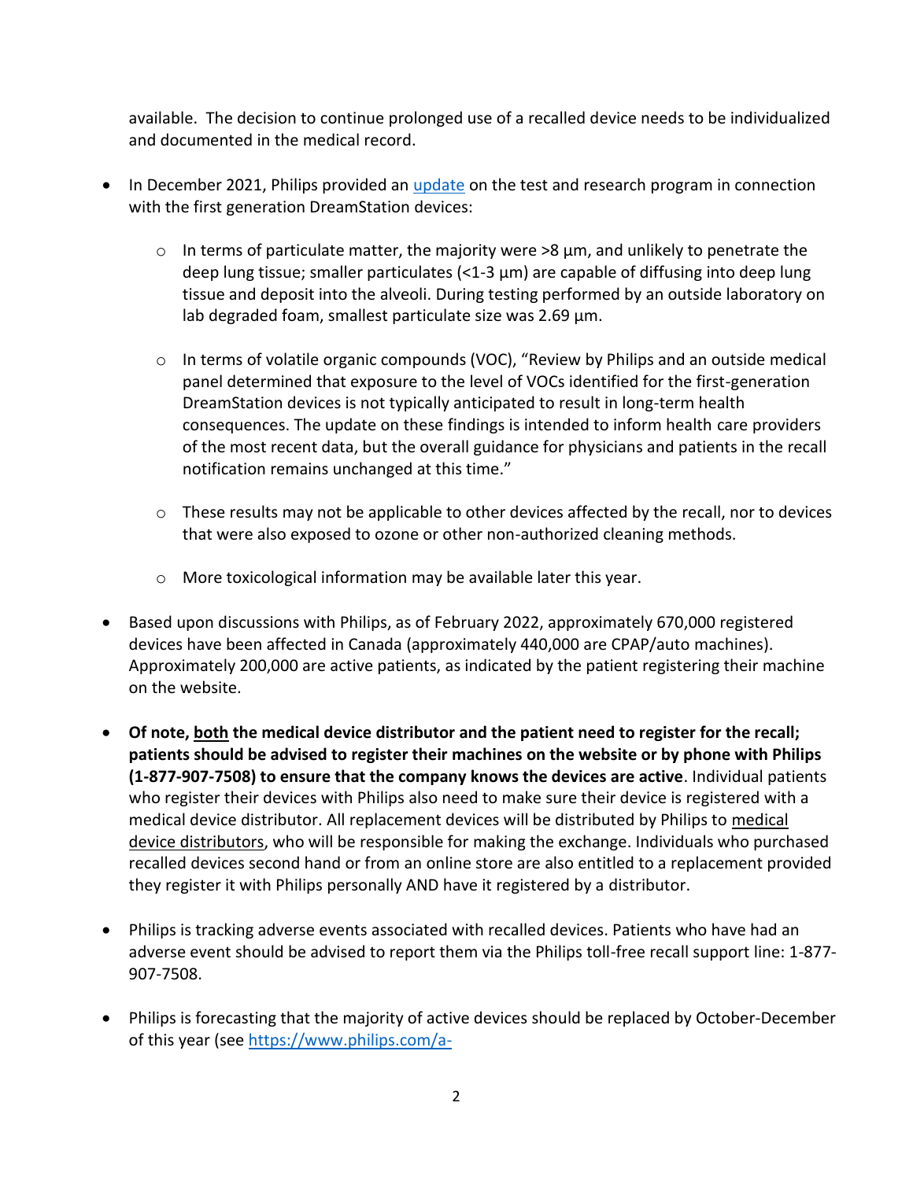available. The decision to continue prolonged use of a recalled device needs to be individualized and documented in the medical record.

- In December 2021, Philips provided an [update](update) on the test and research program in connection with the first generation DreamStation devices:
    - In terms of particulate matter, the majority were >8 µm, and unlikely to penetrate the deep lung tissue; smaller particulates (<1-3 µm) are capable of diffusing into deep lung tissue and deposit into the alveoli. During testing performed by an outside laboratory on lab degraded foam, smallest particulate size was 2.69 µm.
    - In terms of volatile organic compounds (VOC), "Review by Philips and an outside medical panel determined that exposure to the level of VOCs identified for the first-generation DreamStation devices is not typically anticipated to result in long-term health consequences. The update on these findings is intended to inform health care providers of the most recent data, but the overall guidance for physicians and patients in the recall notification remains unchanged at this time."
    - These results may not be applicable to other devices affected by the recall, nor to devices that were also exposed to ozone or other non-authorized cleaning methods.
    - More toxicological information may be available later this year.
- Based upon discussions with Philips, as of February 2022, approximately 670,000 registered devices have been affected in Canada (approximately 440,000 are CPAP/auto machines). Approximately 200,000 are active patients, as indicated by the patient registering their machine on the website.
- **Of note, both the medical device distributor and the patient need to register for the recall; patients should be advised to register their machines on the website or by phone with Philips (1-877-907-7508) to ensure that the company knows the devices are active**. Individual patients who register their devices with Philips also need to make sure their device is registered with a medical device distributor. All replacement devices will be distributed by Philips to medical device distributors, who will be responsible for making the exchange. Individuals who purchased recalled devices second hand or from an online store are also entitled to a replacement provided they register it with Philips personally AND have it registered by a distributor.
- Philips is tracking adverse events associated with recalled devices. Patients who have had an adverse event should be advised to report them via the Philips toll-free recall support line: 1-877-907-7508.
- Philips is forecasting that the majority of active devices should be replaced by October-December of this year (see https://www.philips.com/a-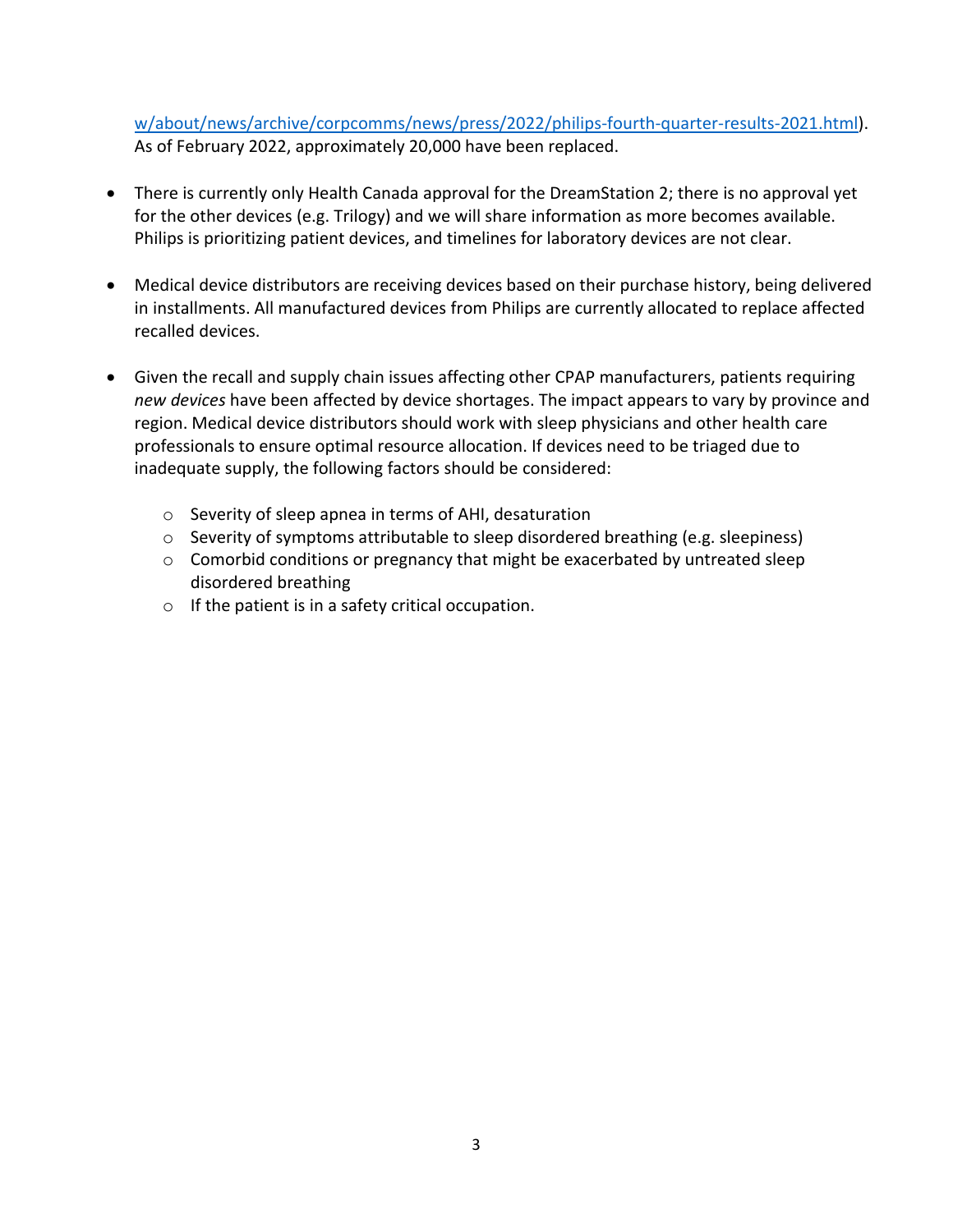w/about/news/archive/corpcomms/news/press/2022/philips-fourth-quarter-results-2021.html). As of February 2022, approximately 20,000 have been replaced.

- There is currently only Health Canada approval for the DreamStation 2; there is no approval yet for the other devices (e.g. Trilogy) and we will share information as more becomes available. Philips is prioritizing patient devices, and timelines for laboratory devices are not clear.

- Medical device distributors are receiving devices based on their purchase history, being delivered in installments. All manufactured devices from Philips are currently allocated to replace affected recalled devices.

- Given the recall and supply chain issues affecting other CPAP manufacturers, patients requiring *new devices* have been affected by device shortages. The impact appears to vary by province and region. Medical device distributors should work with sleep physicians and other health care professionals to ensure optimal resource allocation. If devices need to be triaged due to inadequate supply, the following factors should be considered:
    - Severity of sleep apnea in terms of AHI, desaturation
    - Severity of symptoms attributable to sleep disordered breathing (e.g. sleepiness)
    - Comorbid conditions or pregnancy that might be exacerbated by untreated sleep disordered breathing
    - If the patient is in a safety critical occupation.